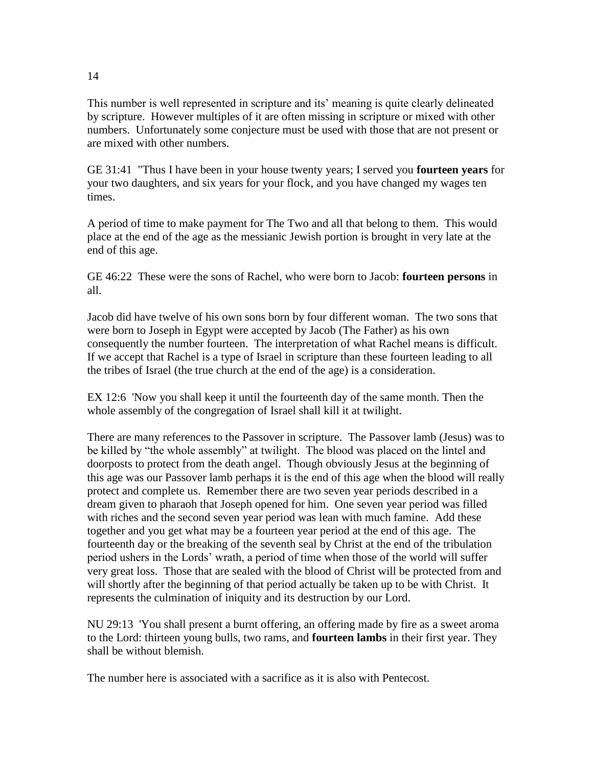# 14

This number is well represented in scripture and its' meaning is quite clearly delineated by scripture. However multiples of it are often missing in scripture or mixed with other numbers. Unfortunately some conjecture must be used with those that are not present or are mixed with other numbers.

GE 31:41 "Thus I have been in your house twenty years; I served you **fourteen years** for your two daughters, and six years for your flock, and you have changed my wages ten times.

A period of time to make payment for The Two and all that belong to them. This would place at the end of the age as the messianic Jewish portion is brought in very late at the end of this age.

GE 46:22 These were the sons of Rachel, who were born to Jacob: **fourteen persons** in all.

Jacob did have twelve of his own sons born by four different woman. The two sons that were born to Joseph in Egypt were accepted by Jacob (The Father) as his own consequently the number fourteen. The interpretation of what Rachel means is difficult. If we accept that Rachel is a type of Israel in scripture than these fourteen leading to all the tribes of Israel (the true church at the end of the age) is a consideration.

EX 12:6 'Now you shall keep it until the fourteenth day of the same month. Then the whole assembly of the congregation of Israel shall kill it at twilight.

There are many references to the Passover in scripture. The Passover lamb (Jesus) was to be killed by "the whole assembly" at twilight. The blood was placed on the lintel and doorposts to protect from the death angel. Though obviously Jesus at the beginning of this age was our Passover lamb perhaps it is the end of this age when the blood will really protect and complete us. Remember there are two seven year periods described in a dream given to pharaoh that Joseph opened for him. One seven year period was filled with riches and the second seven year period was lean with much famine. Add these together and you get what may be a fourteen year period at the end of this age. The fourteenth day or the breaking of the seventh seal by Christ at the end of the tribulation period ushers in the Lords' wrath, a period of time when those of the world will suffer very great loss. Those that are sealed with the blood of Christ will be protected from and will shortly after the beginning of that period actually be taken up to be with Christ. It represents the culmination of iniquity and its destruction by our Lord.

NU 29:13 'You shall present a burnt offering, an offering made by fire as a sweet aroma to the Lord: thirteen young bulls, two rams, and **fourteen lambs** in their first year. They shall be without blemish.

The number here is associated with a sacrifice as it is also with Pentecost.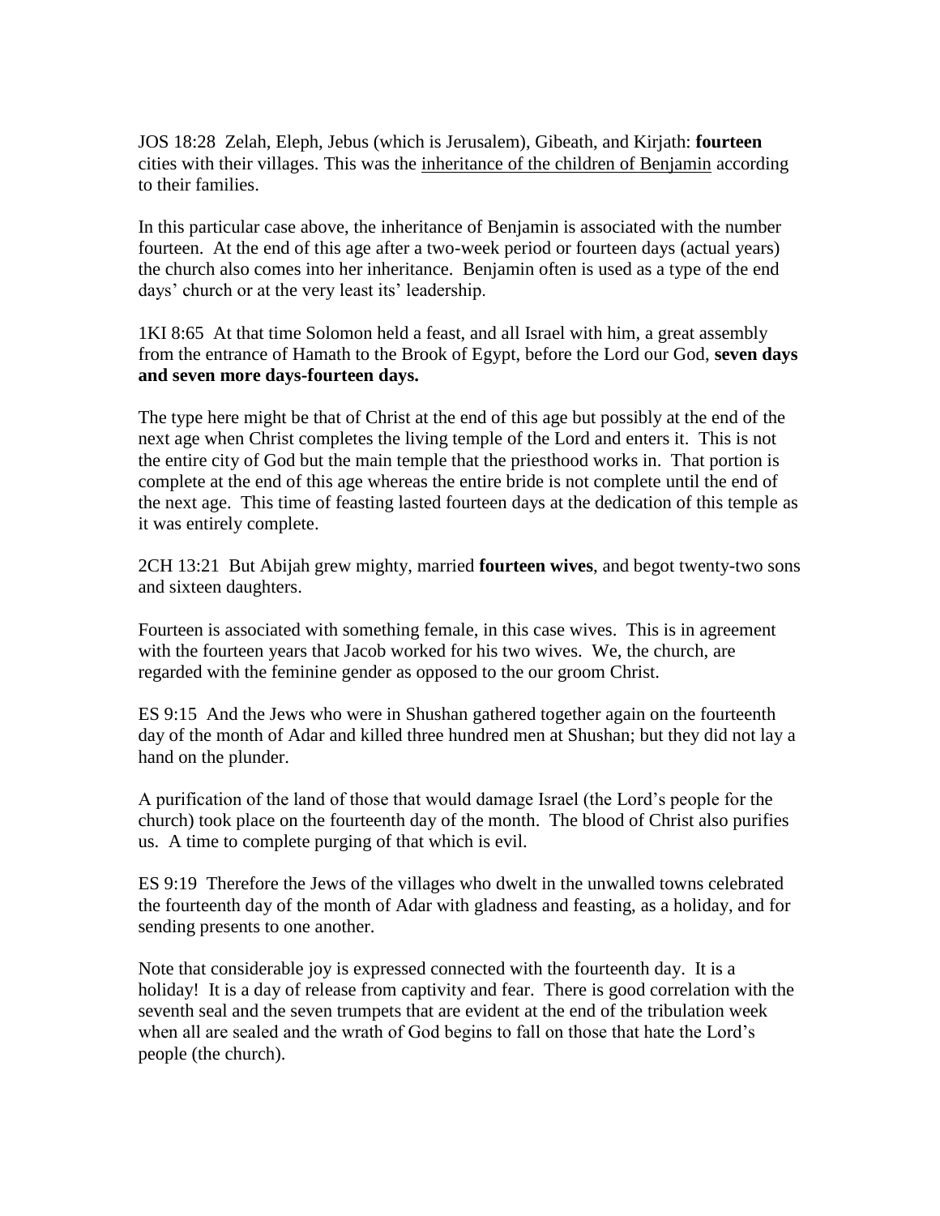JOS 18:28  Zelah, Eleph, Jebus (which is Jerusalem), Gibeath, and Kirjath: **fourteen** cities with their villages. This was the <u>inheritance of the children of Benjamin</u> according to their families.

In this particular case above, the inheritance of Benjamin is associated with the number fourteen.  At the end of this age after a two-week period or fourteen days (actual years) the church also comes into her inheritance.  Benjamin often is used as a type of the end days' church or at the very least its' leadership.

1KI 8:65  At that time Solomon held a feast, and all Israel with him, a great assembly from the entrance of Hamath to the Brook of Egypt, before the Lord our God, **seven days and seven more days-fourteen days.**

The type here might be that of Christ at the end of this age but possibly at the end of the next age when Christ completes the living temple of the Lord and enters it.  This is not the entire city of God but the main temple that the priesthood works in.  That portion is complete at the end of this age whereas the entire bride is not complete until the end of the next age.  This time of feasting lasted fourteen days at the dedication of this temple as it was entirely complete.

2CH 13:21  But Abijah grew mighty, married **fourteen wives**, and begot twenty-two sons and sixteen daughters.

Fourteen is associated with something female, in this case wives.  This is in agreement with the fourteen years that Jacob worked for his two wives.  We, the church, are regarded with the feminine gender as opposed to the our groom Christ.

ES 9:15  And the Jews who were in Shushan gathered together again on the fourteenth day of the month of Adar and killed three hundred men at Shushan; but they did not lay a hand on the plunder.

A purification of the land of those that would damage Israel (the Lord's people for the church) took place on the fourteenth day of the month.  The blood of Christ also purifies us.  A time to complete purging of that which is evil.

ES 9:19  Therefore the Jews of the villages who dwelt in the unwalled towns celebrated the fourteenth day of the month of Adar with gladness and feasting, as a holiday, and for sending presents to one another.

Note that considerable joy is expressed connected with the fourteenth day.  It is a holiday!  It is a day of release from captivity and fear.  There is good correlation with the seventh seal and the seven trumpets that are evident at the end of the tribulation week when all are sealed and the wrath of God begins to fall on those that hate the Lord's people (the church).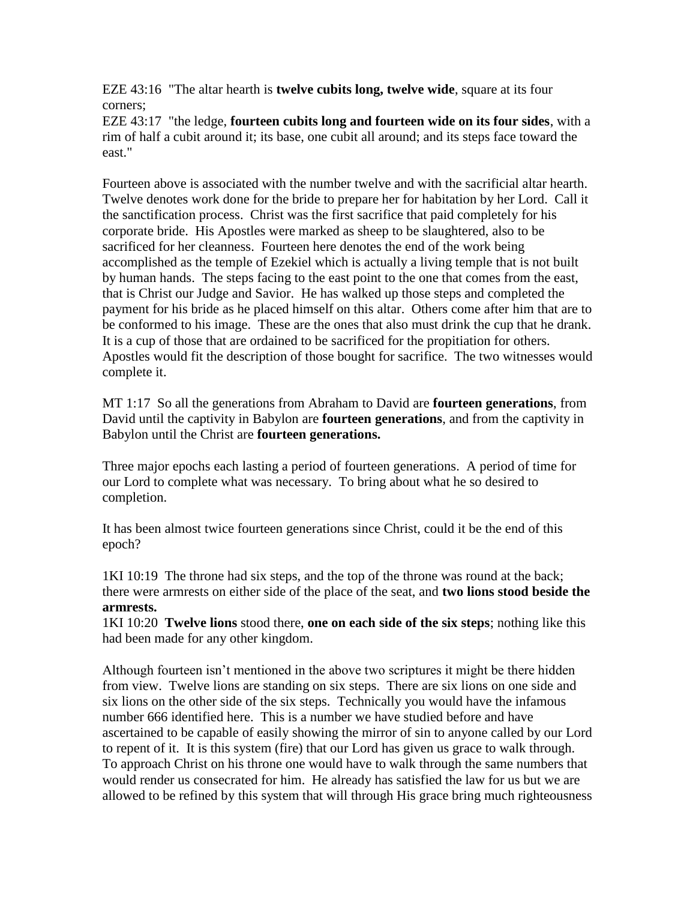EZE 43:16 "The altar hearth is **twelve cubits long, twelve wide**, square at its four corners;
EZE 43:17 "the ledge, **fourteen cubits long and fourteen wide on its four sides**, with a rim of half a cubit around it; its base, one cubit all around; and its steps face toward the east."

Fourteen above is associated with the number twelve and with the sacrificial altar hearth. Twelve denotes work done for the bride to prepare her for habitation by her Lord. Call it the sanctification process. Christ was the first sacrifice that paid completely for his corporate bride. His Apostles were marked as sheep to be slaughtered, also to be sacrificed for her cleanness. Fourteen here denotes the end of the work being accomplished as the temple of Ezekiel which is actually a living temple that is not built by human hands. The steps facing to the east point to the one that comes from the east, that is Christ our Judge and Savior. He has walked up those steps and completed the payment for his bride as he placed himself on this altar. Others come after him that are to be conformed to his image. These are the ones that also must drink the cup that he drank. It is a cup of those that are ordained to be sacrificed for the propitiation for others. Apostles would fit the description of those bought for sacrifice. The two witnesses would complete it.

MT 1:17 So all the generations from Abraham to David are **fourteen generations**, from David until the captivity in Babylon are **fourteen generations**, and from the captivity in Babylon until the Christ are **fourteen generations.**

Three major epochs each lasting a period of fourteen generations. A period of time for our Lord to complete what was necessary. To bring about what he so desired to completion.

It has been almost twice fourteen generations since Christ, could it be the end of this epoch?

1KI 10:19 The throne had six steps, and the top of the throne was round at the back; there were armrests on either side of the place of the seat, and **two lions stood beside the armrests.**
1KI 10:20 **Twelve lions** stood there, **one on each side of the six steps**; nothing like this had been made for any other kingdom.

Although fourteen isn't mentioned in the above two scriptures it might be there hidden from view. Twelve lions are standing on six steps. There are six lions on one side and six lions on the other side of the six steps. Technically you would have the infamous number 666 identified here. This is a number we have studied before and have ascertained to be capable of easily showing the mirror of sin to anyone called by our Lord to repent of it. It is this system (fire) that our Lord has given us grace to walk through. To approach Christ on his throne one would have to walk through the same numbers that would render us consecrated for him. He already has satisfied the law for us but we are allowed to be refined by this system that will through His grace bring much righteousness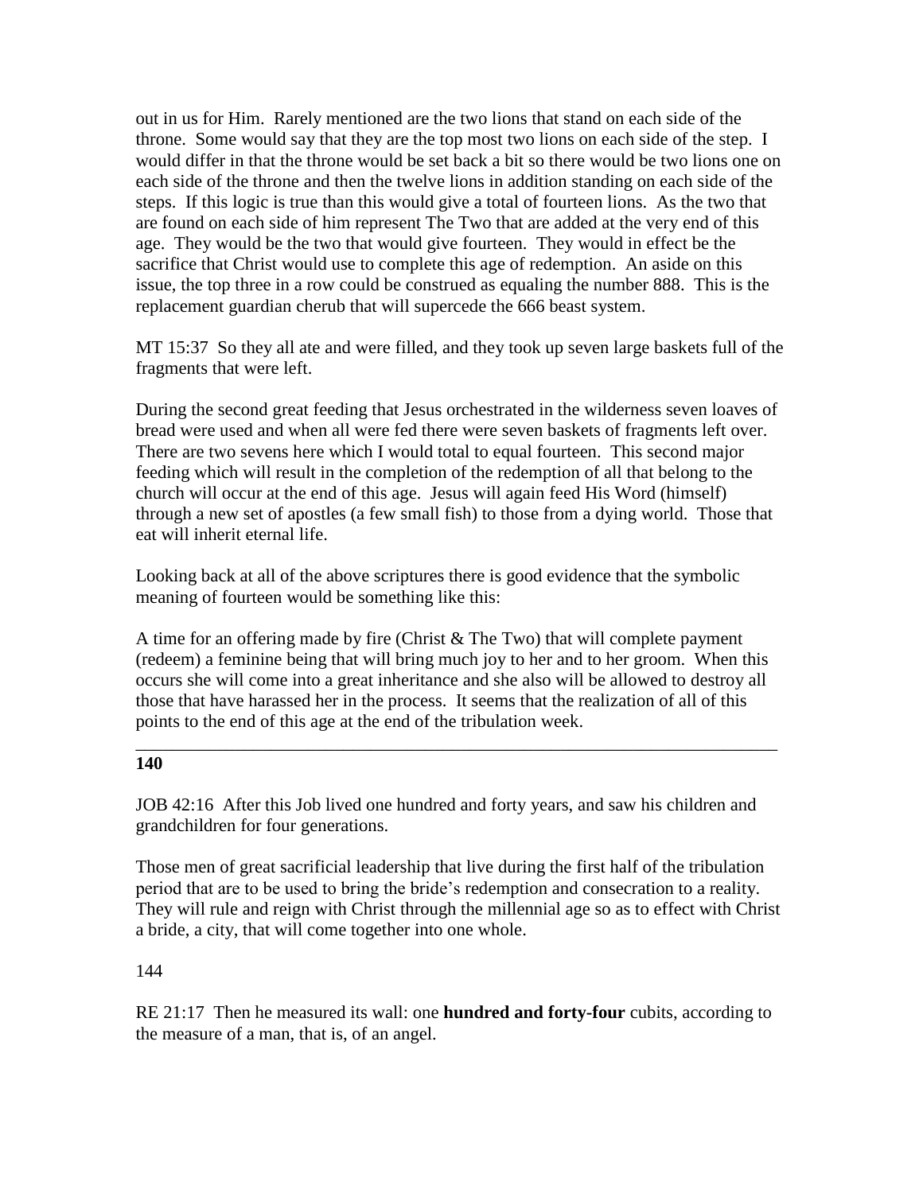out in us for Him. Rarely mentioned are the two lions that stand on each side of the throne. Some would say that they are the top most two lions on each side of the step. I would differ in that the throne would be set back a bit so there would be two lions one on each side of the throne and then the twelve lions in addition standing on each side of the steps. If this logic is true than this would give a total of fourteen lions. As the two that are found on each side of him represent The Two that are added at the very end of this age. They would be the two that would give fourteen. They would in effect be the sacrifice that Christ would use to complete this age of redemption. An aside on this issue, the top three in a row could be construed as equaling the number 888. This is the replacement guardian cherub that will supercede the 666 beast system.

MT 15:37 So they all ate and were filled, and they took up seven large baskets full of the fragments that were left.

During the second great feeding that Jesus orchestrated in the wilderness seven loaves of bread were used and when all were fed there were seven baskets of fragments left over. There are two sevens here which I would total to equal fourteen. This second major feeding which will result in the completion of the redemption of all that belong to the church will occur at the end of this age. Jesus will again feed His Word (himself) through a new set of apostles (a few small fish) to those from a dying world. Those that eat will inherit eternal life.

Looking back at all of the above scriptures there is good evidence that the symbolic meaning of fourteen would be something like this:

A time for an offering made by fire (Christ & The Two) that will complete payment (redeem) a feminine being that will bring much joy to her and to her groom. When this occurs she will come into a great inheritance and she also will be allowed to destroy all those that have harassed her in the process. It seems that the realization of all of this points to the end of this age at the end of the tribulation week.

---

**140**

JOB 42:16 After this Job lived one hundred and forty years, and saw his children and grandchildren for four generations.

Those men of great sacrificial leadership that live during the first half of the tribulation period that are to be used to bring the bride's redemption and consecration to a reality. They will rule and reign with Christ through the millennial age so as to effect with Christ a bride, a city, that will come together into one whole.

144

RE 21:17 Then he measured its wall: one **hundred and forty-four** cubits, according to the measure of a man, that is, of an angel.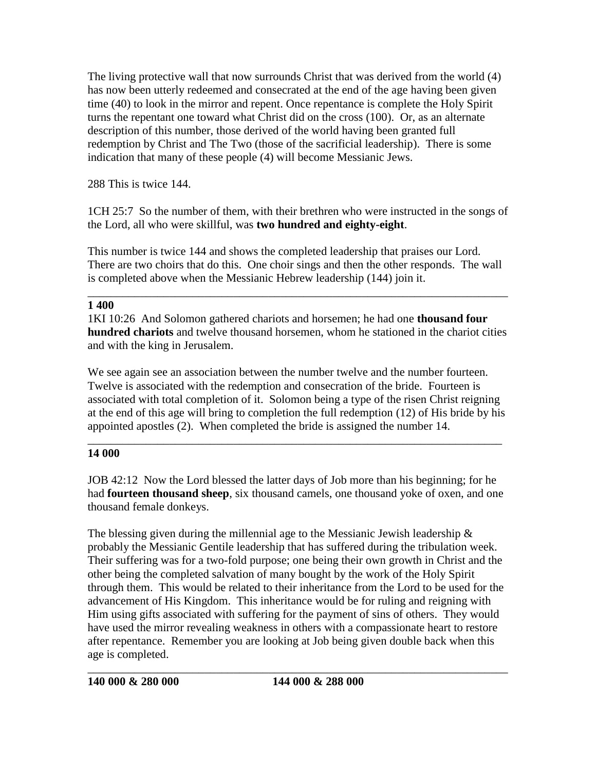The living protective wall that now surrounds Christ that was derived from the world (4) has now been utterly redeemed and consecrated at the end of the age having been given time (40) to look in the mirror and repent. Once repentance is complete the Holy Spirit turns the repentant one toward what Christ did on the cross (100). Or, as an alternate description of this number, those derived of the world having been granted full redemption by Christ and The Two (those of the sacrificial leadership). There is some indication that many of these people (4) will become Messianic Jews.

288 This is twice 144.

1CH 25:7 So the number of them, with their brethren who were instructed in the songs of the Lord, all who were skillful, was **two hundred and eighty-eight**.

This number is twice 144 and shows the completed leadership that praises our Lord. There are two choirs that do this. One choir sings and then the other responds. The wall is completed above when the Messianic Hebrew leadership (144) join it.

---

**1 400**

1KI 10:26 And Solomon gathered chariots and horsemen; he had one **thousand four hundred chariots** and twelve thousand horsemen, whom he stationed in the chariot cities and with the king in Jerusalem.

We see again see an association between the number twelve and the number fourteen. Twelve is associated with the redemption and consecration of the bride. Fourteen is associated with total completion of it. Solomon being a type of the risen Christ reigning at the end of this age will bring to completion the full redemption (12) of His bride by his appointed apostles (2). When completed the bride is assigned the number 14.

---

**14 000**

JOB 42:12 Now the Lord blessed the latter days of Job more than his beginning; for he had **fourteen thousand sheep**, six thousand camels, one thousand yoke of oxen, and one thousand female donkeys.

The blessing given during the millennial age to the Messianic Jewish leadership & probably the Messianic Gentile leadership that has suffered during the tribulation week. Their suffering was for a two-fold purpose; one being their own growth in Christ and the other being the completed salvation of many bought by the work of the Holy Spirit through them. This would be related to their inheritance from the Lord to be used for the advancement of His Kingdom. This inheritance would be for ruling and reigning with Him using gifts associated with suffering for the payment of sins of others. They would have used the mirror revealing weakness in others with a compassionate heart to restore after repentance. Remember you are looking at Job being given double back when this age is completed.

---

**140 000 & 280 000** **144 000 & 288 000**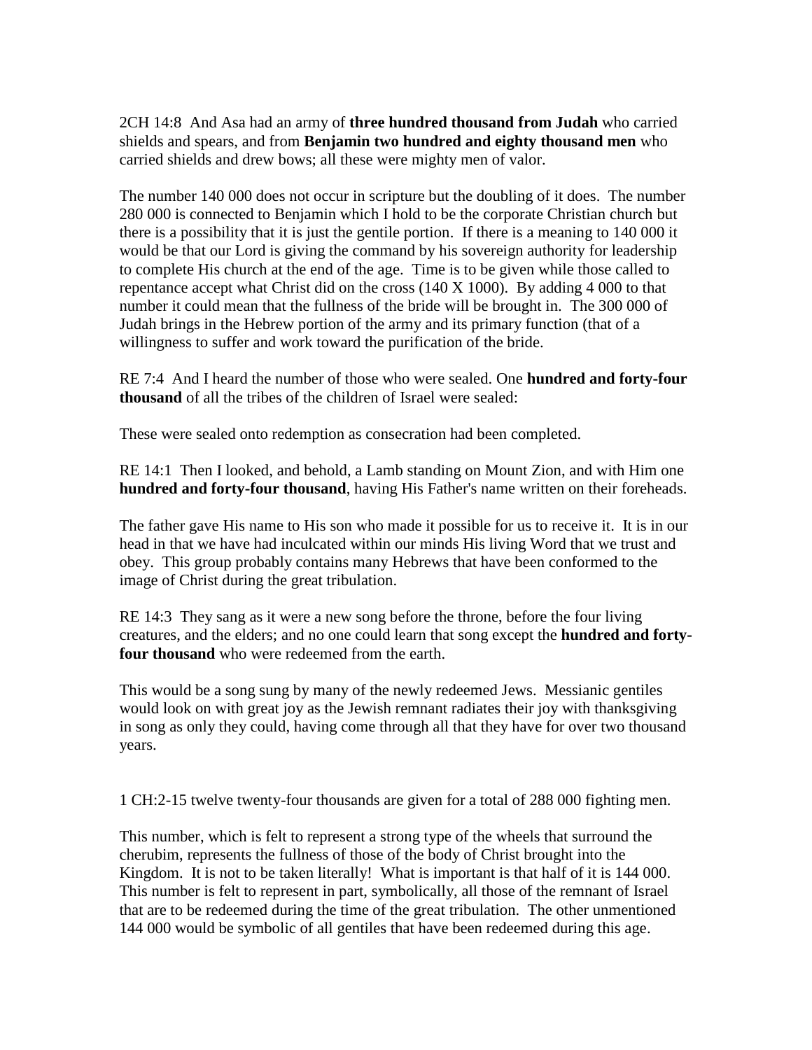2CH 14:8 And Asa had an army of **three hundred thousand from Judah** who carried shields and spears, and from **Benjamin two hundred and eighty thousand men** who carried shields and drew bows; all these were mighty men of valor.

The number 140 000 does not occur in scripture but the doubling of it does. The number 280 000 is connected to Benjamin which I hold to be the corporate Christian church but there is a possibility that it is just the gentile portion. If there is a meaning to 140 000 it would be that our Lord is giving the command by his sovereign authority for leadership to complete His church at the end of the age. Time is to be given while those called to repentance accept what Christ did on the cross (140 X 1000). By adding 4 000 to that number it could mean that the fullness of the bride will be brought in. The 300 000 of Judah brings in the Hebrew portion of the army and its primary function (that of a willingness to suffer and work toward the purification of the bride.

RE 7:4 And I heard the number of those who were sealed. One **hundred and forty-four thousand** of all the tribes of the children of Israel were sealed:

These were sealed onto redemption as consecration had been completed.

RE 14:1 Then I looked, and behold, a Lamb standing on Mount Zion, and with Him one **hundred and forty-four thousand**, having His Father's name written on their foreheads.

The father gave His name to His son who made it possible for us to receive it. It is in our head in that we have had inculcated within our minds His living Word that we trust and obey. This group probably contains many Hebrews that have been conformed to the image of Christ during the great tribulation.

RE 14:3 They sang as it were a new song before the throne, before the four living creatures, and the elders; and no one could learn that song except the **hundred and forty-four thousand** who were redeemed from the earth.

This would be a song sung by many of the newly redeemed Jews. Messianic gentiles would look on with great joy as the Jewish remnant radiates their joy with thanksgiving in song as only they could, having come through all that they have for over two thousand years.

1 CH:2-15 twelve twenty-four thousands are given for a total of 288 000 fighting men.

This number, which is felt to represent a strong type of the wheels that surround the cherubim, represents the fullness of those of the body of Christ brought into the Kingdom. It is not to be taken literally! What is important is that half of it is 144 000. This number is felt to represent in part, symbolically, all those of the remnant of Israel that are to be redeemed during the time of the great tribulation. The other unmentioned 144 000 would be symbolic of all gentiles that have been redeemed during this age.